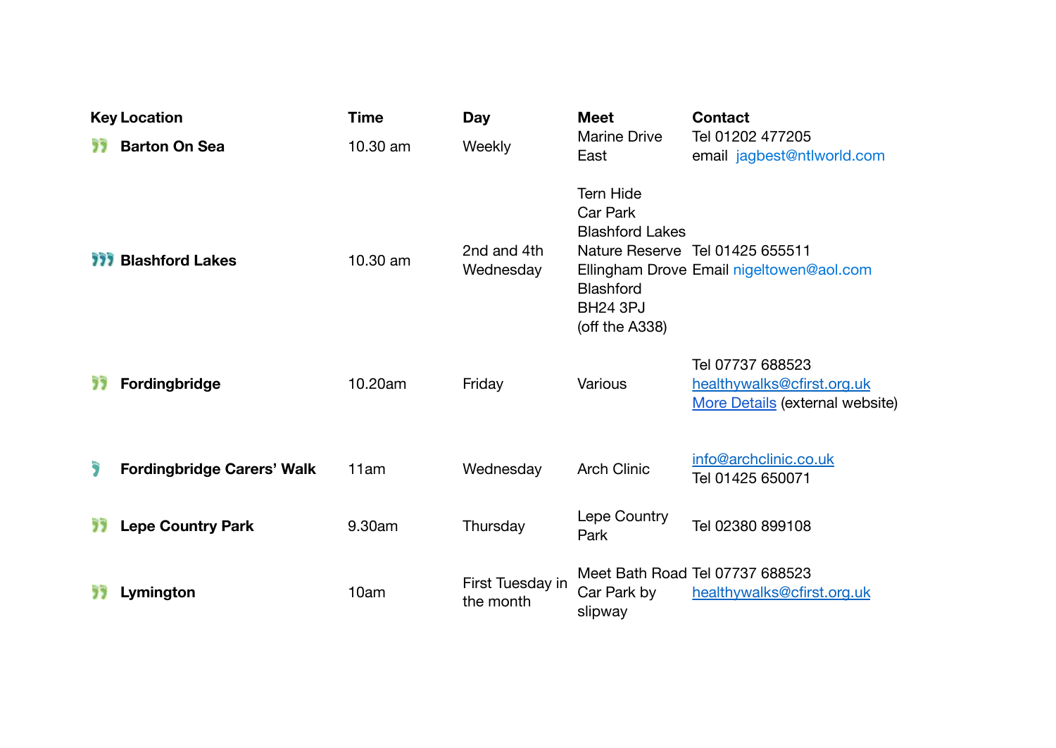| Key | Location | Time | Day | Meet | Contact |
|---|---|---|---|---|---|
| | **Barton On Sea** | 10.30 am | Weekly | Marine Drive East | Tel 01202 477205 email jagbest@ntlworld.com |
| | **Blashford Lakes** | 10.30 am | 2nd and 4th Wednesday | Tern Hide Car Park Blashford Lakes Nature Reserve Ellingham Drove Blashford BH24 3PJ (off the A338) | Tel 01425 655511 Email nigeltowen@aol.com |
| | **Fordingbridge** | 10.20am | Friday | Various | Tel 07737 688523 healthywalks@cfirst.org.uk More Details (external website) |
| | **Fordingbridge Carers' Walk** | 11am | Wednesday | Arch Clinic | info@archclinic.co.uk Tel 01425 650071 |
| | **Lepe Country Park** | 9.30am | Thursday | Lepe Country Park | Tel 02380 899108 |
| | **Lymington** | 10am | First Tuesday in the month | Meet Bath Road Car Park by slipway | Tel 07737 688523 healthywalks@cfirst.org.uk |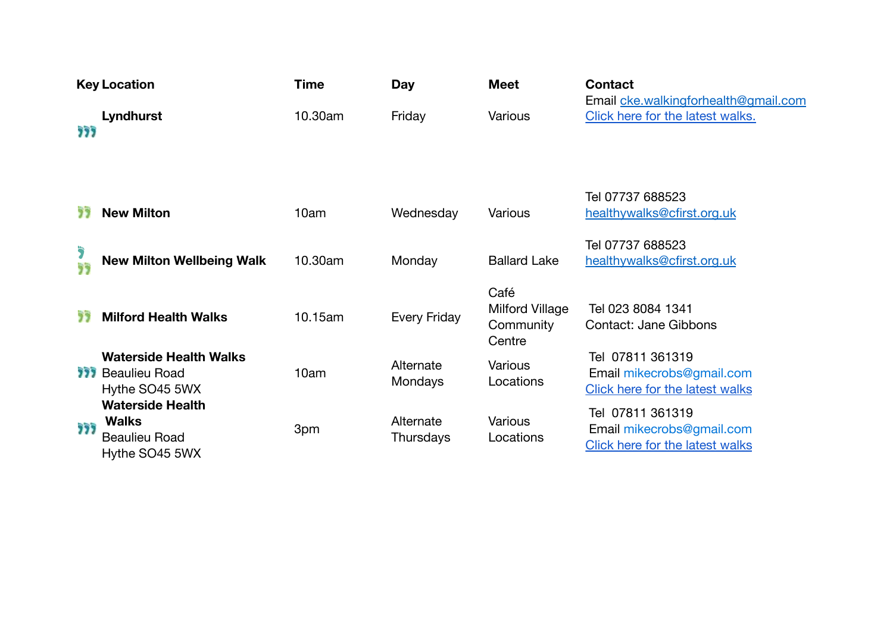| Key | Location | Time | Day | Meet | Contact |
|---|---|---|---|---|---|
| | **Lyndhurst** | 10.30am | Friday | Various | Email cke.walkingforhealth@gmail.com Click here for the latest walks. |
| | **New Milton** | 10am | Wednesday | Various | Tel 07737 688523 healthywalks@cfirst.org.uk |
| | **New Milton Wellbeing Walk** | 10.30am | Monday | Ballard Lake | Tel 07737 688523 healthywalks@cfirst.org.uk |
| | **Milford Health Walks** | 10.15am | Every Friday | Café Milford Village Community Centre | Tel 023 8084 1341 Contact: Jane Gibbons |
| | **Waterside Health Walks** Beaulieu Road Hythe SO45 5WX | 10am | Alternate Mondays | Various Locations | Tel 07811 361319 Email mikecrobs@gmail.com Click here for the latest walks |
| | **Waterside Health Walks** Beaulieu Road Hythe SO45 5WX | 3pm | Alternate Thursdays | Various Locations | Tel 07811 361319 Email mikecrobs@gmail.com Click here for the latest walks |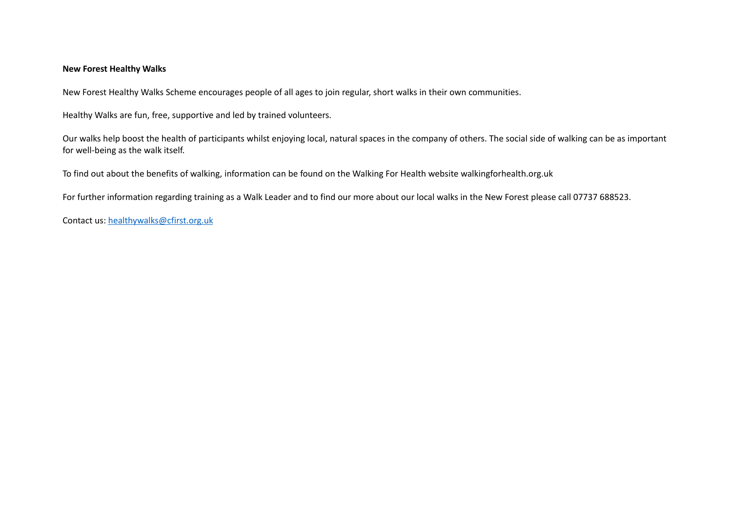**New Forest Healthy Walks**

New Forest Healthy Walks Scheme encourages people of all ages to join regular, short walks in their own communities.

Healthy Walks are fun, free, supportive and led by trained volunteers.

Our walks help boost the health of participants whilst enjoying local, natural spaces in the company of others. The social side of walking can be as important for well-being as the walk itself.

To find out about the benefits of walking, information can be found on the Walking For Health website walkingforhealth.org.uk

For further information regarding training as a Walk Leader and to find our more about our local walks in the New Forest please call 07737 688523.

Contact us: [healthywalks@cfirst.org.uk](mailto:healthywalks@cfirst.org.uk)